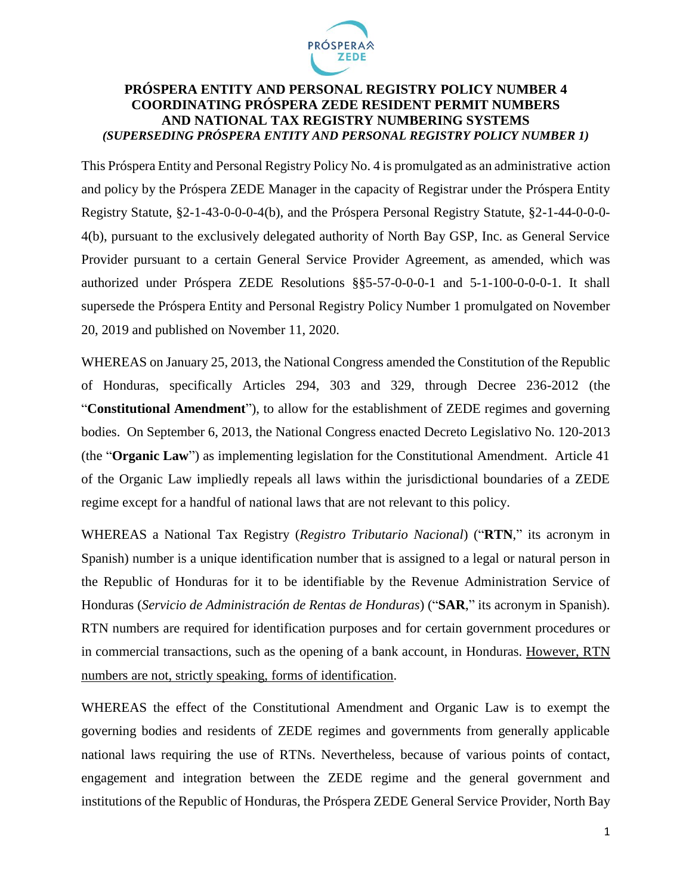# PRÓSPERA ENTITY AND PERSONAL REGISTRY POLICY NUMBER 4
# COORDINATING PRÓSPERA ZEDE RESIDENT PERMIT NUMBERS AND NATIONAL TAX REGISTRY NUMBERING SYSTEMS
### *(SUPERSEDING PRÓSPERA ENTITY AND PERSONAL REGISTRY POLICY NUMBER 1)*

This Próspera Entity and Personal Registry Policy No. 4 is promulgated as an administrative action and policy by the Próspera ZEDE Manager in the capacity of Registrar under the Próspera Entity Registry Statute, §2-1-43-0-0-0-4(b), and the Próspera Personal Registry Statute, §2-1-44-0-0-0-4(b), pursuant to the exclusively delegated authority of North Bay GSP, Inc. as General Service Provider pursuant to a certain General Service Provider Agreement, as amended, which was authorized under Próspera ZEDE Resolutions §§5-57-0-0-0-1 and 5-1-100-0-0-0-1. It shall supersede the Próspera Entity and Personal Registry Policy Number 1 promulgated on November 20, 2019 and published on November 11, 2020.

WHEREAS on January 25, 2013, the National Congress amended the Constitution of the Republic of Honduras, specifically Articles 294, 303 and 329, through Decree 236-2012 (the "**Constitutional Amendment**"), to allow for the establishment of ZEDE regimes and governing bodies. On September 6, 2013, the National Congress enacted Decreto Legislativo No. 120-2013 (the "**Organic Law**") as implementing legislation for the Constitutional Amendment. Article 41 of the Organic Law impliedly repeals all laws within the jurisdictional boundaries of a ZEDE regime except for a handful of national laws that are not relevant to this policy.

WHEREAS a National Tax Registry (*Registro Tributario Nacional*) ("**RTN**," its acronym in Spanish) number is a unique identification number that is assigned to a legal or natural person in the Republic of Honduras for it to be identifiable by the Revenue Administration Service of Honduras (*Servicio de Administración de Rentas de Honduras*) ("**SAR**," its acronym in Spanish). RTN numbers are required for identification purposes and for certain government procedures or in commercial transactions, such as the opening of a bank account, in Honduras. <u>However, RTN numbers are not, strictly speaking, forms of identification</u>.

WHEREAS the effect of the Constitutional Amendment and Organic Law is to exempt the governing bodies and residents of ZEDE regimes and governments from generally applicable national laws requiring the use of RTNs. Nevertheless, because of various points of contact, engagement and integration between the ZEDE regime and the general government and institutions of the Republic of Honduras, the Próspera ZEDE General Service Provider, North Bay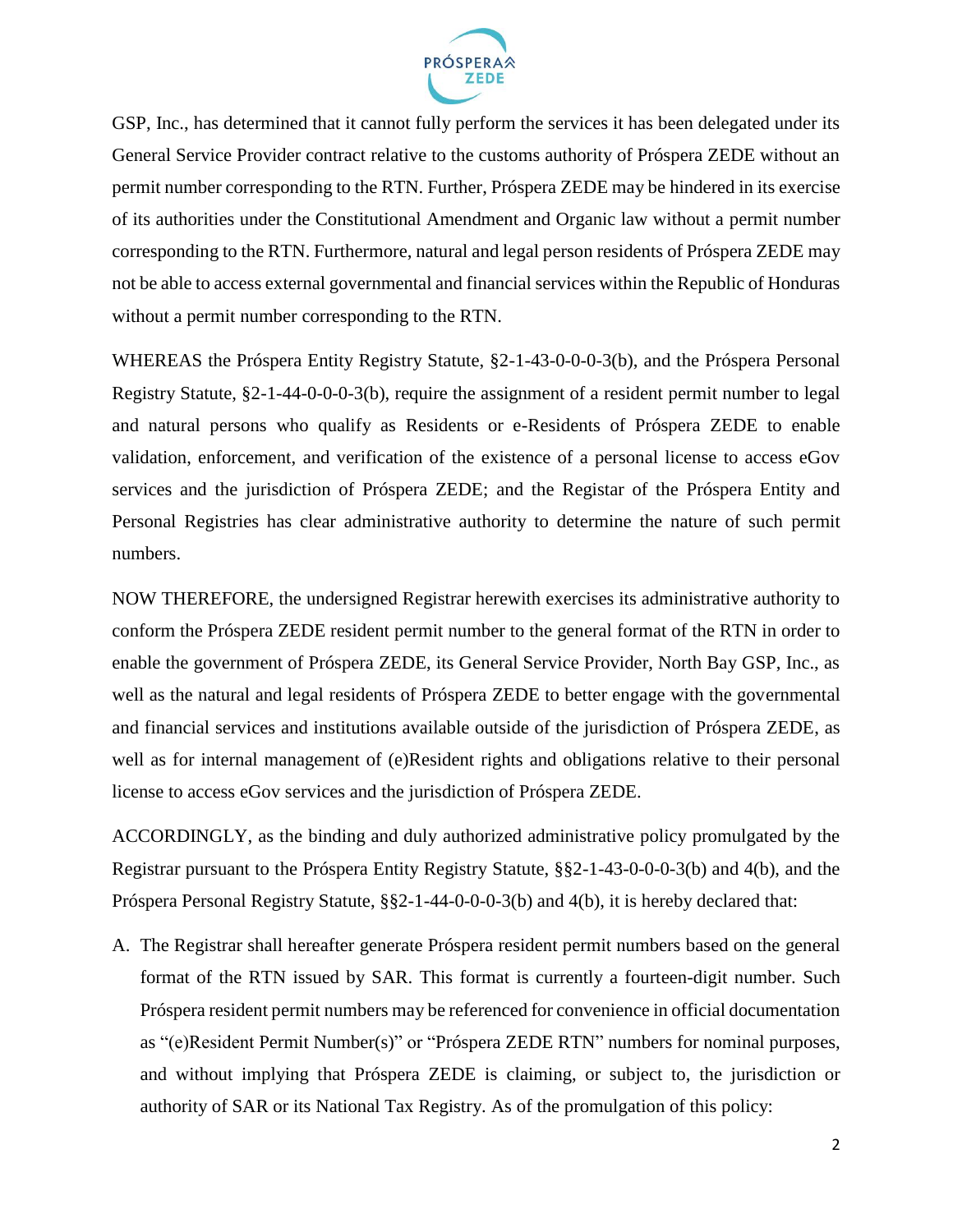GSP, Inc., has determined that it cannot fully perform the services it has been delegated under its General Service Provider contract relative to the customs authority of Próspera ZEDE without an permit number corresponding to the RTN. Further, Próspera ZEDE may be hindered in its exercise of its authorities under the Constitutional Amendment and Organic law without a permit number corresponding to the RTN. Furthermore, natural and legal person residents of Próspera ZEDE may not be able to access external governmental and financial services within the Republic of Honduras without a permit number corresponding to the RTN.

WHEREAS the Próspera Entity Registry Statute, §2-1-43-0-0-0-3(b), and the Próspera Personal Registry Statute, §2-1-44-0-0-0-3(b), require the assignment of a resident permit number to legal and natural persons who qualify as Residents or e-Residents of Próspera ZEDE to enable validation, enforcement, and verification of the existence of a personal license to access eGov services and the jurisdiction of Próspera ZEDE; and the Registar of the Próspera Entity and Personal Registries has clear administrative authority to determine the nature of such permit numbers.

NOW THEREFORE, the undersigned Registrar herewith exercises its administrative authority to conform the Próspera ZEDE resident permit number to the general format of the RTN in order to enable the government of Próspera ZEDE, its General Service Provider, North Bay GSP, Inc., as well as the natural and legal residents of Próspera ZEDE to better engage with the governmental and financial services and institutions available outside of the jurisdiction of Próspera ZEDE, as well as for internal management of (e)Resident rights and obligations relative to their personal license to access eGov services and the jurisdiction of Próspera ZEDE.

ACCORDINGLY, as the binding and duly authorized administrative policy promulgated by the Registrar pursuant to the Próspera Entity Registry Statute, §§2-1-43-0-0-0-3(b) and 4(b), and the Próspera Personal Registry Statute, §§2-1-44-0-0-0-3(b) and 4(b), it is hereby declared that:

A. The Registrar shall hereafter generate Próspera resident permit numbers based on the general format of the RTN issued by SAR. This format is currently a fourteen-digit number. Such Próspera resident permit numbers may be referenced for convenience in official documentation as "(e)Resident Permit Number(s)" or "Próspera ZEDE RTN" numbers for nominal purposes, and without implying that Próspera ZEDE is claiming, or subject to, the jurisdiction or authority of SAR or its National Tax Registry. As of the promulgation of this policy: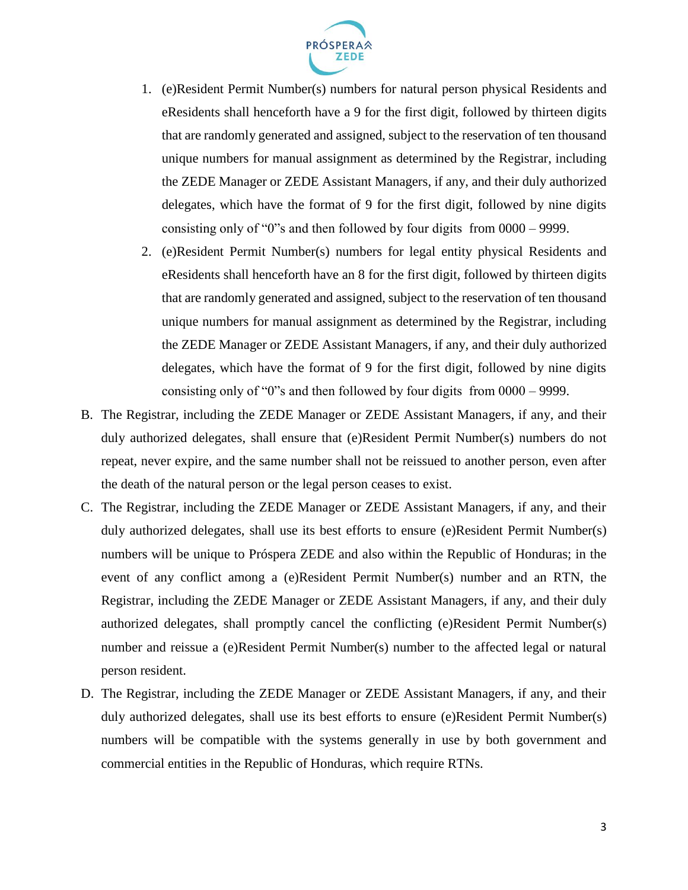1. (e)Resident Permit Number(s) numbers for natural person physical Residents and eResidents shall henceforth have a 9 for the first digit, followed by thirteen digits that are randomly generated and assigned, subject to the reservation of ten thousand unique numbers for manual assignment as determined by the Registrar, including the ZEDE Manager or ZEDE Assistant Managers, if any, and their duly authorized delegates, which have the format of 9 for the first digit, followed by nine digits consisting only of "0"s and then followed by four digits from 0000 – 9999.
2. (e)Resident Permit Number(s) numbers for legal entity physical Residents and eResidents shall henceforth have an 8 for the first digit, followed by thirteen digits that are randomly generated and assigned, subject to the reservation of ten thousand unique numbers for manual assignment as determined by the Registrar, including the ZEDE Manager or ZEDE Assistant Managers, if any, and their duly authorized delegates, which have the format of 9 for the first digit, followed by nine digits consisting only of "0"s and then followed by four digits from 0000 – 9999.

B. The Registrar, including the ZEDE Manager or ZEDE Assistant Managers, if any, and their duly authorized delegates, shall ensure that (e)Resident Permit Number(s) numbers do not repeat, never expire, and the same number shall not be reissued to another person, even after the death of the natural person or the legal person ceases to exist.

C. The Registrar, including the ZEDE Manager or ZEDE Assistant Managers, if any, and their duly authorized delegates, shall use its best efforts to ensure (e)Resident Permit Number(s) numbers will be unique to Próspera ZEDE and also within the Republic of Honduras; in the event of any conflict among a (e)Resident Permit Number(s) number and an RTN, the Registrar, including the ZEDE Manager or ZEDE Assistant Managers, if any, and their duly authorized delegates, shall promptly cancel the conflicting (e)Resident Permit Number(s) number and reissue a (e)Resident Permit Number(s) number to the affected legal or natural person resident.

D. The Registrar, including the ZEDE Manager or ZEDE Assistant Managers, if any, and their duly authorized delegates, shall use its best efforts to ensure (e)Resident Permit Number(s) numbers will be compatible with the systems generally in use by both government and commercial entities in the Republic of Honduras, which require RTNs.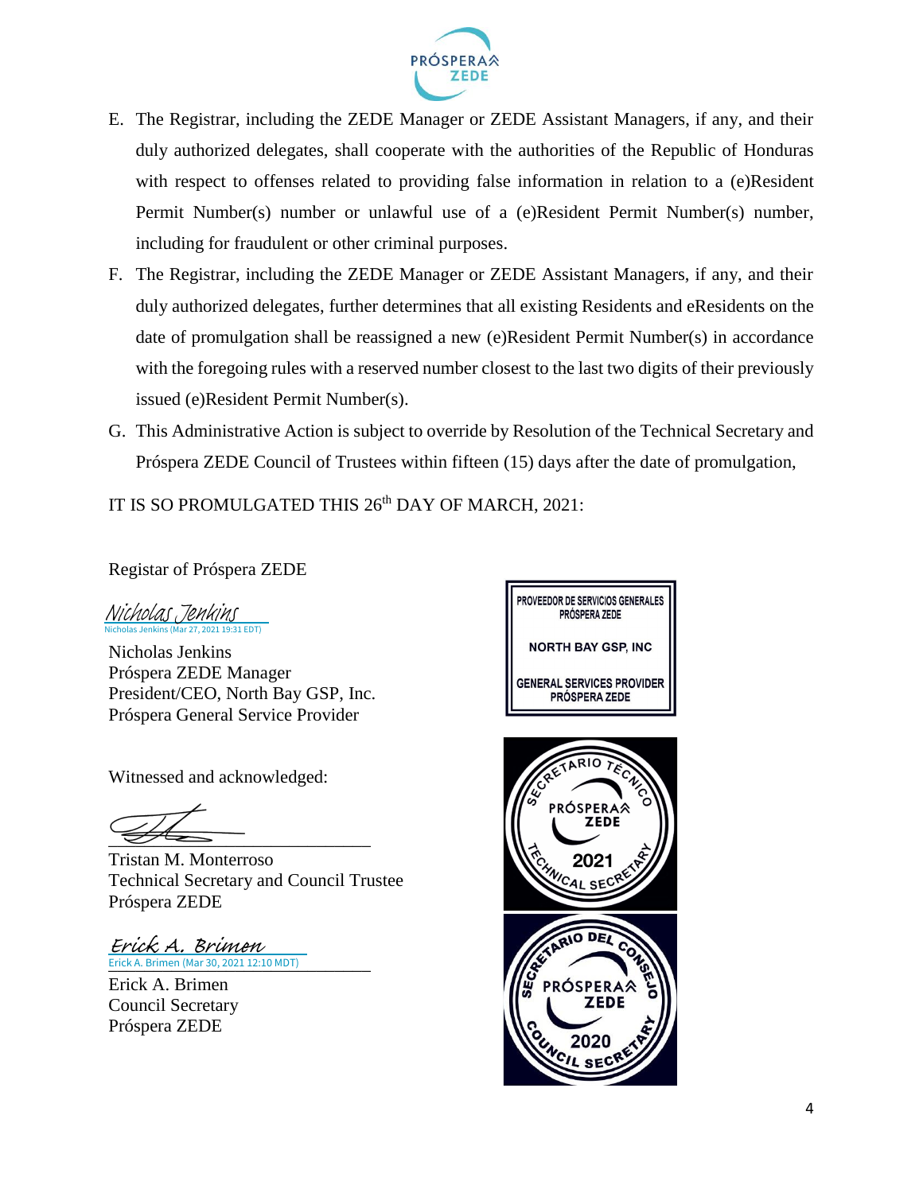E. The Registrar, including the ZEDE Manager or ZEDE Assistant Managers, if any, and their duly authorized delegates, shall cooperate with the authorities of the Republic of Honduras with respect to offenses related to providing false information in relation to a (e)Resident Permit Number(s) number or unlawful use of a (e)Resident Permit Number(s) number, including for fraudulent or other criminal purposes.

F. The Registrar, including the ZEDE Manager or ZEDE Assistant Managers, if any, and their duly authorized delegates, further determines that all existing Residents and eResidents on the date of promulgation shall be reassigned a new (e)Resident Permit Number(s) in accordance with the foregoing rules with a reserved number closest to the last two digits of their previously issued (e)Resident Permit Number(s).

G. This Administrative Action is subject to override by Resolution of the Technical Secretary and Próspera ZEDE Council of Trustees within fifteen (15) days after the date of promulgation,

IT IS SO PROMULGATED THIS 26th DAY OF MARCH, 2021:

Registar of Próspera ZEDE

Nicholas Jenkins
Nicholas Jenkins (Mar 27, 2021 19:31 EDT)

Nicholas Jenkins
Próspera ZEDE Manager
President/CEO, North Bay GSP, Inc.
Próspera General Service Provider

PROVEEDOR DE SERVICIOS GENERALES PRÓSPERA ZEDE
NORTH BAY GSP, INC
GENERAL SERVICES PROVIDER PRÓSPERA ZEDE

Witnessed and acknowledged:

Tristan M. Monterroso
Technical Secretary and Council Trustee
Próspera ZEDE

SECRETARIO TÉCNICO PRÓSPERA ZEDE 2021 TECHNICAL SECRETARY

Erick A. Brimen
Erick A. Brimen (Mar 30, 2021 12:10 MDT)

Erick A. Brimen
Council Secretary
Próspera ZEDE

SECRETARIO DEL CONSEJO PRÓSPERA ZEDE 2020 COUNCIL SECRETARY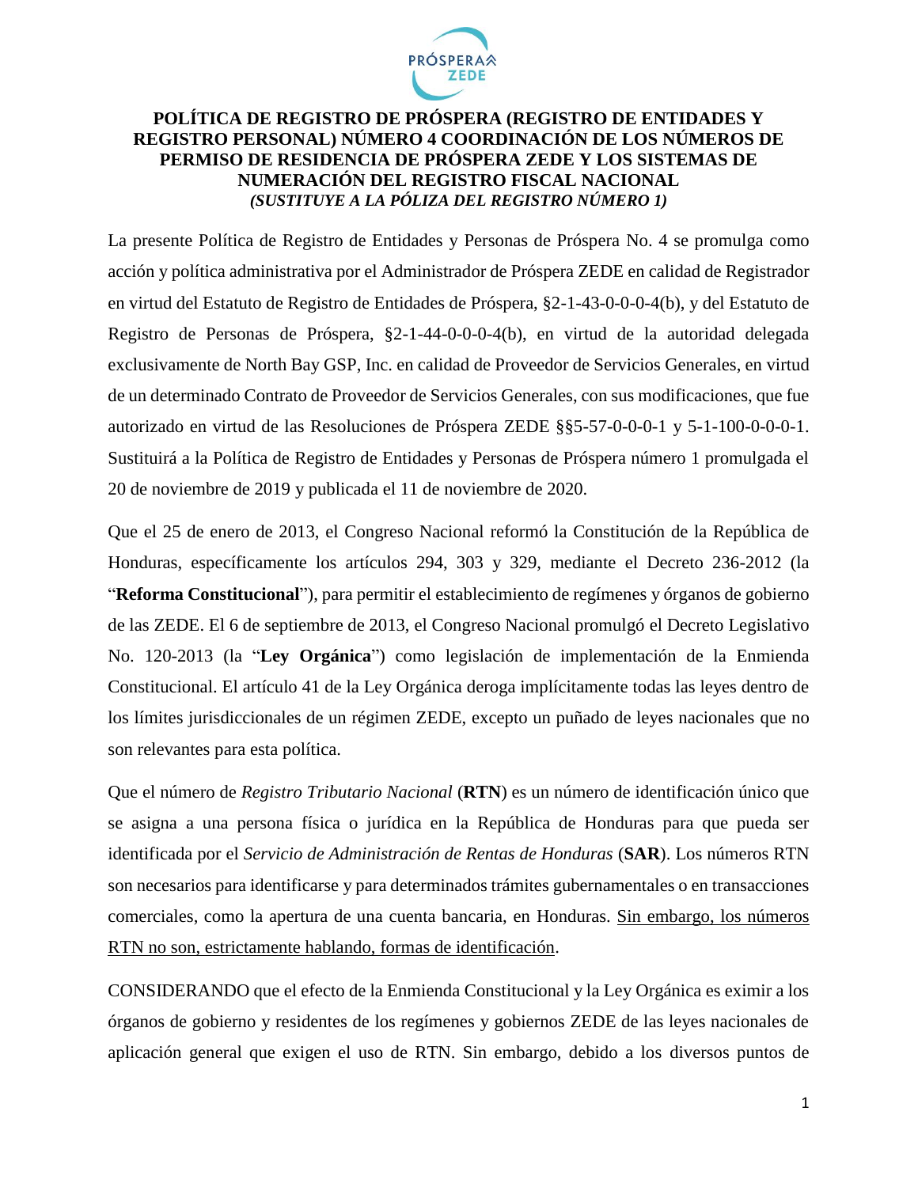# POLÍTICA DE REGISTRO DE PRÓSPERA (REGISTRO DE ENTIDADES Y REGISTRO PERSONAL) NÚMERO 4 COORDINACIÓN DE LOS NÚMEROS DE PERMISO DE RESIDENCIA DE PRÓSPERA ZEDE Y LOS SISTEMAS DE NUMERACIÓN DEL REGISTRO FISCAL NACIONAL

***(SUSTITUYE A LA PÓLIZA DEL REGISTRO NÚMERO 1)***

La presente Política de Registro de Entidades y Personas de Próspera No. 4 se promulga como acción y política administrativa por el Administrador de Próspera ZEDE en calidad de Registrador en virtud del Estatuto de Registro de Entidades de Próspera, §2-1-43-0-0-0-4(b), y del Estatuto de Registro de Personas de Próspera, §2-1-44-0-0-0-4(b), en virtud de la autoridad delegada exclusivamente de North Bay GSP, Inc. en calidad de Proveedor de Servicios Generales, en virtud de un determinado Contrato de Proveedor de Servicios Generales, con sus modificaciones, que fue autorizado en virtud de las Resoluciones de Próspera ZEDE §§5-57-0-0-0-1 y 5-1-100-0-0-0-1. Sustituirá a la Política de Registro de Entidades y Personas de Próspera número 1 promulgada el 20 de noviembre de 2019 y publicada el 11 de noviembre de 2020.

Que el 25 de enero de 2013, el Congreso Nacional reformó la Constitución de la República de Honduras, específicamente los artículos 294, 303 y 329, mediante el Decreto 236-2012 (la "**Reforma Constitucional**"), para permitir el establecimiento de regímenes y órganos de gobierno de las ZEDE. El 6 de septiembre de 2013, el Congreso Nacional promulgó el Decreto Legislativo No. 120-2013 (la "**Ley Orgánica**") como legislación de implementación de la Enmienda Constitucional. El artículo 41 de la Ley Orgánica deroga implícitamente todas las leyes dentro de los límites jurisdiccionales de un régimen ZEDE, excepto un puñado de leyes nacionales que no son relevantes para esta política.

Que el número de *Registro Tributario Nacional* (**RTN**) es un número de identificación único que se asigna a una persona física o jurídica en la República de Honduras para que pueda ser identificada por el *Servicio de Administración de Rentas de Honduras* (**SAR**). Los números RTN son necesarios para identificarse y para determinados trámites gubernamentales o en transacciones comerciales, como la apertura de una cuenta bancaria, en Honduras. <u>Sin embargo, los números RTN no son, estrictamente hablando, formas de identificación</u>.

CONSIDERANDO que el efecto de la Enmienda Constitucional y la Ley Orgánica es eximir a los órganos de gobierno y residentes de los regímenes y gobiernos ZEDE de las leyes nacionales de aplicación general que exigen el uso de RTN. Sin embargo, debido a los diversos puntos de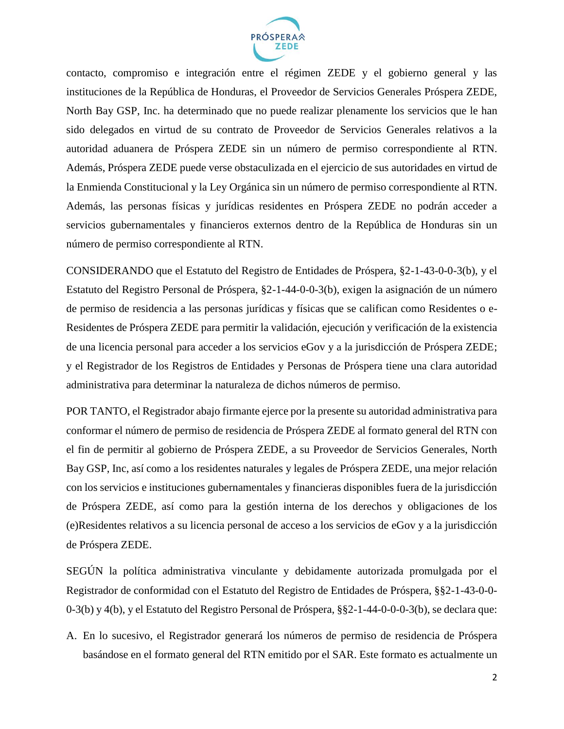contacto, compromiso e integración entre el régimen ZEDE y el gobierno general y las instituciones de la República de Honduras, el Proveedor de Servicios Generales Próspera ZEDE, North Bay GSP, Inc. ha determinado que no puede realizar plenamente los servicios que le han sido delegados en virtud de su contrato de Proveedor de Servicios Generales relativos a la autoridad aduanera de Próspera ZEDE sin un número de permiso correspondiente al RTN. Además, Próspera ZEDE puede verse obstaculizada en el ejercicio de sus autoridades en virtud de la Enmienda Constitucional y la Ley Orgánica sin un número de permiso correspondiente al RTN. Además, las personas físicas y jurídicas residentes en Próspera ZEDE no podrán acceder a servicios gubernamentales y financieros externos dentro de la República de Honduras sin un número de permiso correspondiente al RTN.

CONSIDERANDO que el Estatuto del Registro de Entidades de Próspera, §2-1-43-0-0-3(b), y el Estatuto del Registro Personal de Próspera, §2-1-44-0-0-3(b), exigen la asignación de un número de permiso de residencia a las personas jurídicas y físicas que se califican como Residentes o e-Residentes de Próspera ZEDE para permitir la validación, ejecución y verificación de la existencia de una licencia personal para acceder a los servicios eGov y a la jurisdicción de Próspera ZEDE; y el Registrador de los Registros de Entidades y Personas de Próspera tiene una clara autoridad administrativa para determinar la naturaleza de dichos números de permiso.

POR TANTO, el Registrador abajo firmante ejerce por la presente su autoridad administrativa para conformar el número de permiso de residencia de Próspera ZEDE al formato general del RTN con el fin de permitir al gobierno de Próspera ZEDE, a su Proveedor de Servicios Generales, North Bay GSP, Inc, así como a los residentes naturales y legales de Próspera ZEDE, una mejor relación con los servicios e instituciones gubernamentales y financieras disponibles fuera de la jurisdicción de Próspera ZEDE, así como para la gestión interna de los derechos y obligaciones de los (e)Residentes relativos a su licencia personal de acceso a los servicios de eGov y a la jurisdicción de Próspera ZEDE.

SEGÚN la política administrativa vinculante y debidamente autorizada promulgada por el Registrador de conformidad con el Estatuto del Registro de Entidades de Próspera, §§2-1-43-0-0-0-3(b) y 4(b), y el Estatuto del Registro Personal de Próspera, §§2-1-44-0-0-0-3(b), se declara que:

A. En lo sucesivo, el Registrador generará los números de permiso de residencia de Próspera basándose en el formato general del RTN emitido por el SAR. Este formato es actualmente un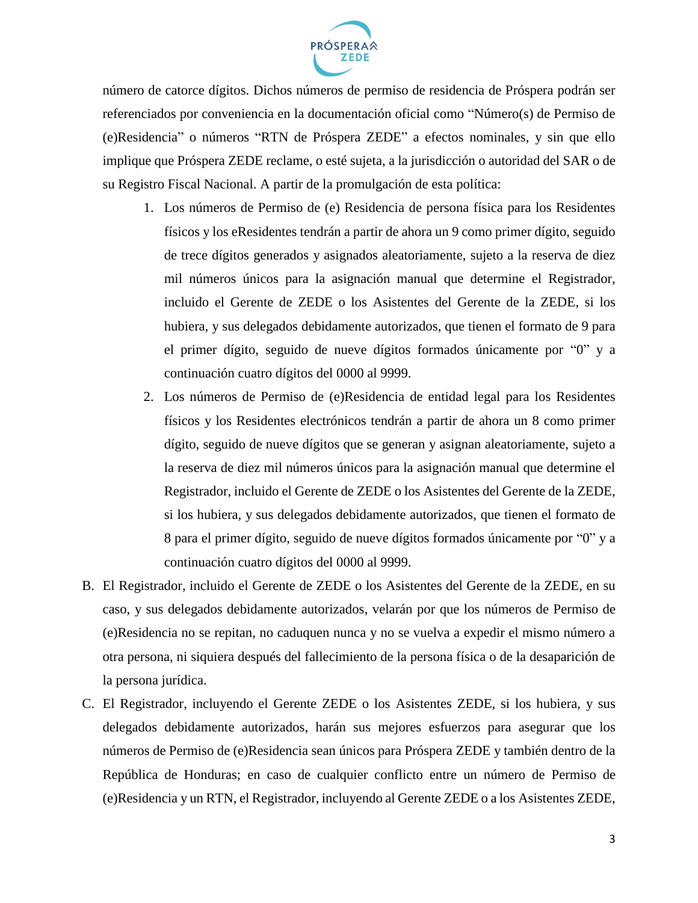número de catorce dígitos. Dichos números de permiso de residencia de Próspera podrán ser referenciados por conveniencia en la documentación oficial como "Número(s) de Permiso de (e)Residencia" o números "RTN de Próspera ZEDE" a efectos nominales, y sin que ello implique que Próspera ZEDE reclame, o esté sujeta, a la jurisdicción o autoridad del SAR o de su Registro Fiscal Nacional. A partir de la promulgación de esta política:

1. Los números de Permiso de (e) Residencia de persona física para los Residentes físicos y los eResidentes tendrán a partir de ahora un 9 como primer dígito, seguido de trece dígitos generados y asignados aleatoriamente, sujeto a la reserva de diez mil números únicos para la asignación manual que determine el Registrador, incluido el Gerente de ZEDE o los Asistentes del Gerente de la ZEDE, si los hubiera, y sus delegados debidamente autorizados, que tienen el formato de 9 para el primer dígito, seguido de nueve dígitos formados únicamente por "0" y a continuación cuatro dígitos del 0000 al 9999.
2. Los números de Permiso de (e)Residencia de entidad legal para los Residentes físicos y los Residentes electrónicos tendrán a partir de ahora un 8 como primer dígito, seguido de nueve dígitos que se generan y asignan aleatoriamente, sujeto a la reserva de diez mil números únicos para la asignación manual que determine el Registrador, incluido el Gerente de ZEDE o los Asistentes del Gerente de la ZEDE, si los hubiera, y sus delegados debidamente autorizados, que tienen el formato de 8 para el primer dígito, seguido de nueve dígitos formados únicamente por "0" y a continuación cuatro dígitos del 0000 al 9999.

B. El Registrador, incluido el Gerente de ZEDE o los Asistentes del Gerente de la ZEDE, en su caso, y sus delegados debidamente autorizados, velarán por que los números de Permiso de (e)Residencia no se repitan, no caduquen nunca y no se vuelva a expedir el mismo número a otra persona, ni siquiera después del fallecimiento de la persona física o de la desaparición de la persona jurídica.

C. El Registrador, incluyendo el Gerente ZEDE o los Asistentes ZEDE, si los hubiera, y sus delegados debidamente autorizados, harán sus mejores esfuerzos para asegurar que los números de Permiso de (e)Residencia sean únicos para Próspera ZEDE y también dentro de la República de Honduras; en caso de cualquier conflicto entre un número de Permiso de (e)Residencia y un RTN, el Registrador, incluyendo al Gerente ZEDE o a los Asistentes ZEDE,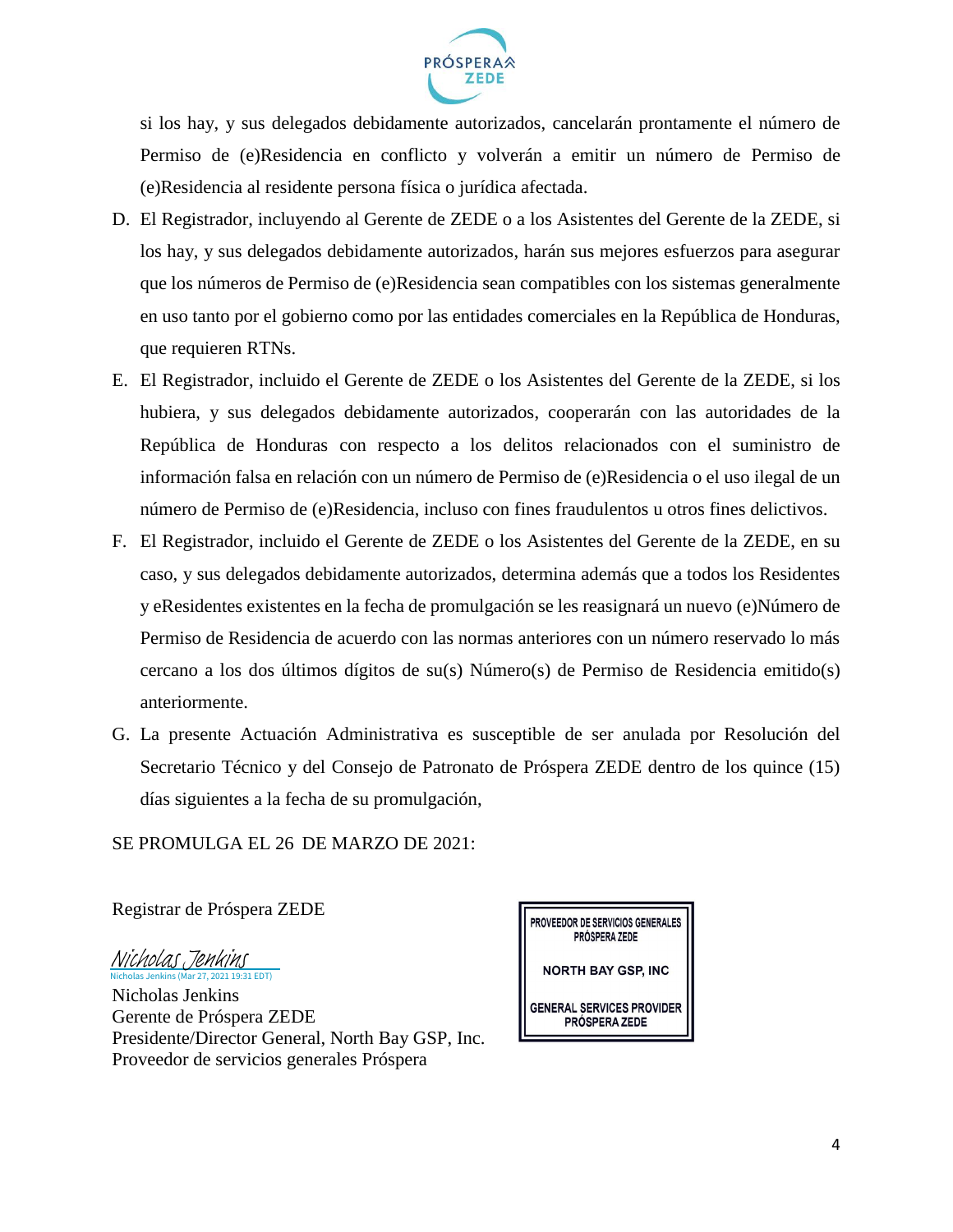si los hay, y sus delegados debidamente autorizados, cancelarán prontamente el número de Permiso de (e)Residencia en conflicto y volverán a emitir un número de Permiso de (e)Residencia al residente persona física o jurídica afectada.

D. El Registrador, incluyendo al Gerente de ZEDE o a los Asistentes del Gerente de la ZEDE, si los hay, y sus delegados debidamente autorizados, harán sus mejores esfuerzos para asegurar que los números de Permiso de (e)Residencia sean compatibles con los sistemas generalmente en uso tanto por el gobierno como por las entidades comerciales en la República de Honduras, que requieren RTNs.

E. El Registrador, incluido el Gerente de ZEDE o los Asistentes del Gerente de la ZEDE, si los hubiera, y sus delegados debidamente autorizados, cooperarán con las autoridades de la República de Honduras con respecto a los delitos relacionados con el suministro de información falsa en relación con un número de Permiso de (e)Residencia o el uso ilegal de un número de Permiso de (e)Residencia, incluso con fines fraudulentos u otros fines delictivos.

F. El Registrador, incluido el Gerente de ZEDE o los Asistentes del Gerente de la ZEDE, en su caso, y sus delegados debidamente autorizados, determina además que a todos los Residentes y eResidentes existentes en la fecha de promulgación se les reasignará un nuevo (e)Número de Permiso de Residencia de acuerdo con las normas anteriores con un número reservado lo más cercano a los dos últimos dígitos de su(s) Número(s) de Permiso de Residencia emitido(s) anteriormente.

G. La presente Actuación Administrativa es susceptible de ser anulada por Resolución del Secretario Técnico y del Consejo de Patronato de Próspera ZEDE dentro de los quince (15) días siguientes a la fecha de su promulgación,

SE PROMULGA EL 26 DE MARZO DE 2021:

Registrar de Próspera ZEDE

*Nicholas Jenkins*
Nicholas Jenkins (Mar 27, 2021 19:31 EDT)

Nicholas Jenkins
Gerente de Próspera ZEDE
Presidente/Director General, North Bay GSP, Inc.
Proveedor de servicios generales Próspera

PROVEEDOR DE SERVICIOS GENERALES
PRÓSPERA ZEDE

NORTH BAY GSP, INC

GENERAL SERVICES PROVIDER
PRÓSPERA ZEDE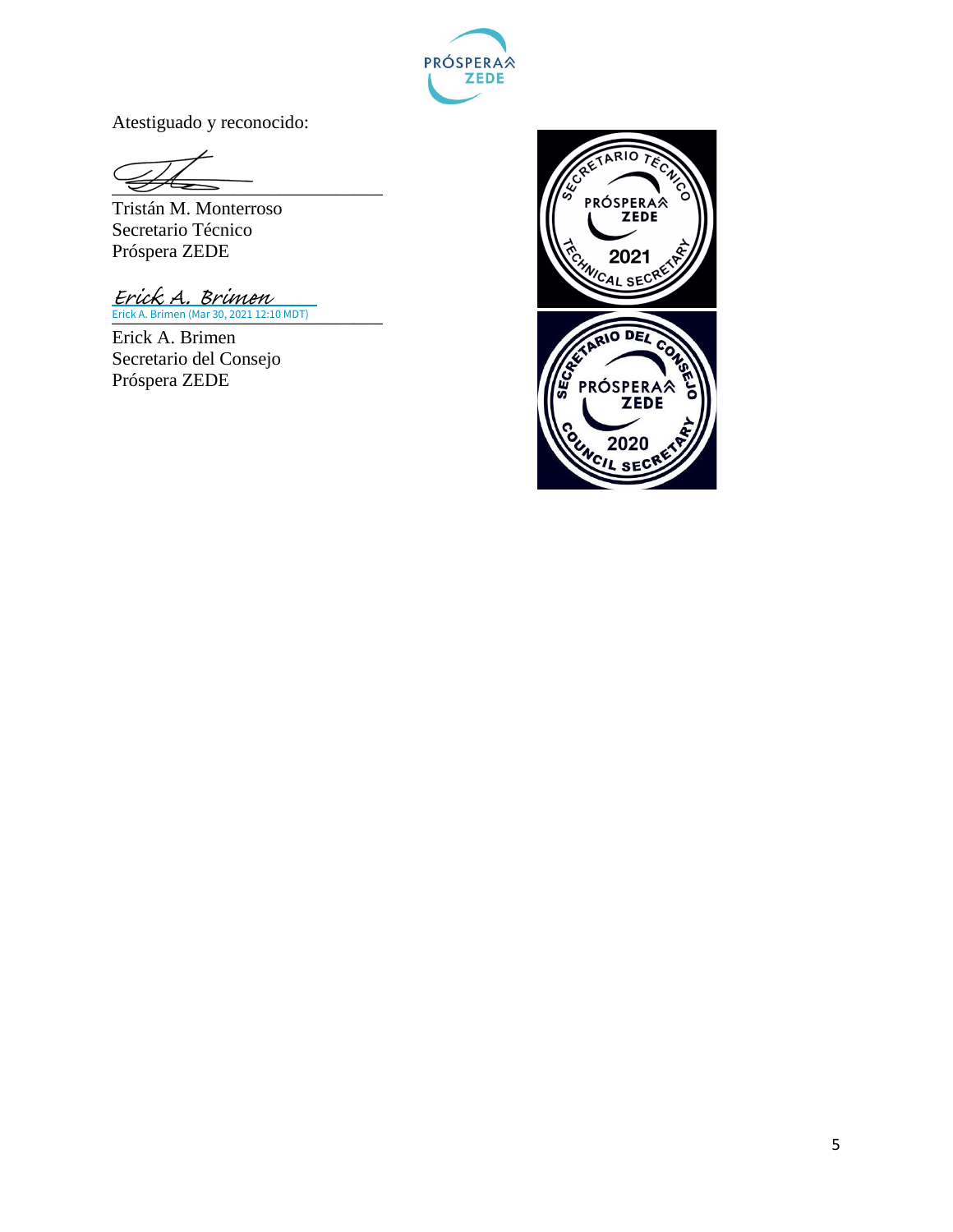Atestiguado y reconocido:

Tristán M. Monterroso
Secretario Técnico
Próspera ZEDE

Erick A. Brimen
Erick A. Brimen (Mar 30, 2021 12:10 MDT)

Erick A. Brimen
Secretario del Consejo
Próspera ZEDE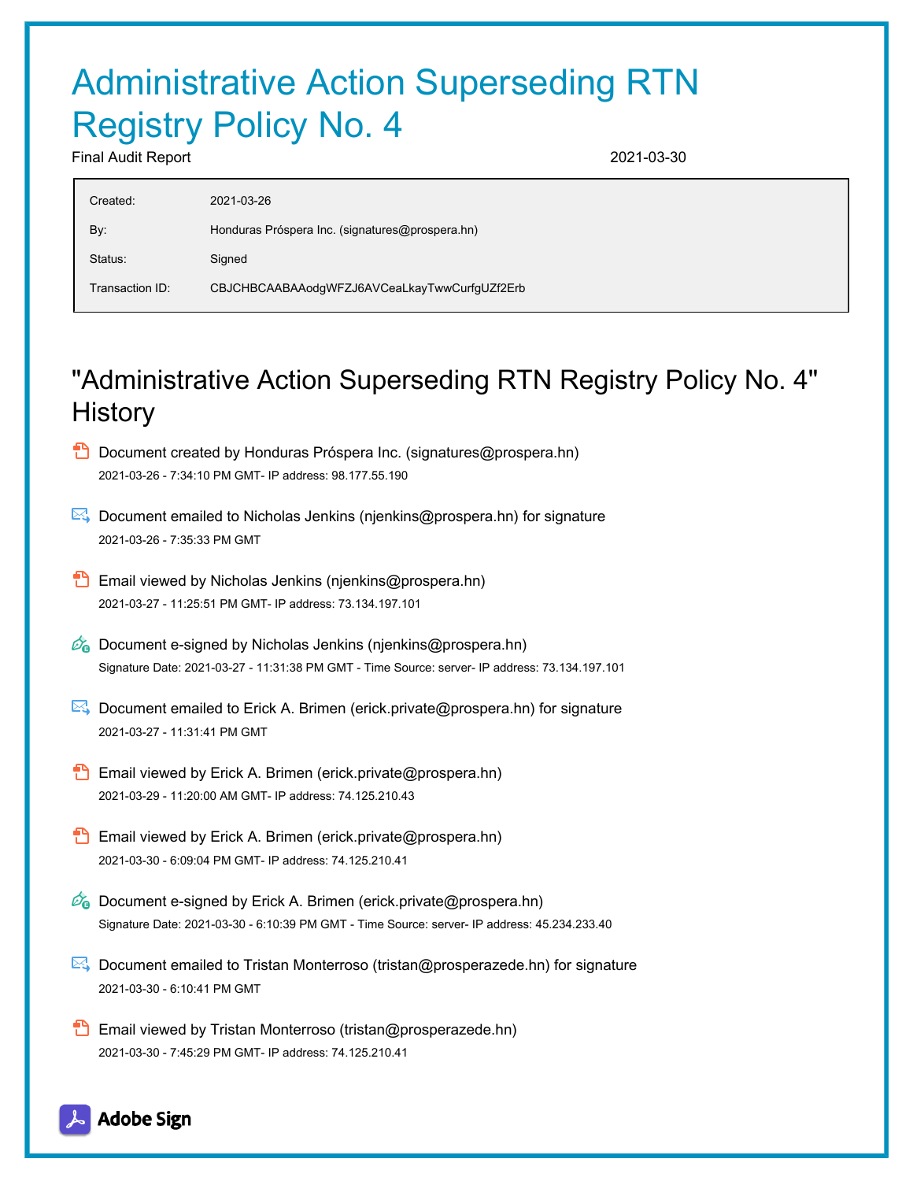# Administrative Action Superseding RTN Registry Policy No. 4

Final Audit Report 2021-03-30

| | |
|---|---|
| Created: | 2021-03-26 |
| By: | Honduras Próspera Inc. (signatures@prospera.hn) |
| Status: | Signed |
| Transaction ID: | CBJCHBCAABAAodgWFZJ6AVCeaLkayTwwCurfgUZf2Erb |

## "Administrative Action Superseding RTN Registry Policy No. 4" History

- Document created by Honduras Próspera Inc. (signatures@prospera.hn)
  2021-03-26 - 7:34:10 PM GMT- IP address: 98.177.55.190

- Document emailed to Nicholas Jenkins (njenkins@prospera.hn) for signature
  2021-03-26 - 7:35:33 PM GMT

- Email viewed by Nicholas Jenkins (njenkins@prospera.hn)
  2021-03-27 - 11:25:51 PM GMT- IP address: 73.134.197.101

- Document e-signed by Nicholas Jenkins (njenkins@prospera.hn)
  Signature Date: 2021-03-27 - 11:31:38 PM GMT - Time Source: server- IP address: 73.134.197.101

- Document emailed to Erick A. Brimen (erick.private@prospera.hn) for signature
  2021-03-27 - 11:31:41 PM GMT

- Email viewed by Erick A. Brimen (erick.private@prospera.hn)
  2021-03-29 - 11:20:00 AM GMT- IP address: 74.125.210.43

- Email viewed by Erick A. Brimen (erick.private@prospera.hn)
  2021-03-30 - 6:09:04 PM GMT- IP address: 74.125.210.41

- Document e-signed by Erick A. Brimen (erick.private@prospera.hn)
  Signature Date: 2021-03-30 - 6:10:39 PM GMT - Time Source: server- IP address: 45.234.233.40

- Document emailed to Tristan Monterroso (tristan@prosperazede.hn) for signature
  2021-03-30 - 6:10:41 PM GMT

- Email viewed by Tristan Monterroso (tristan@prosperazede.hn)
  2021-03-30 - 7:45:29 PM GMT- IP address: 74.125.210.41

Adobe Sign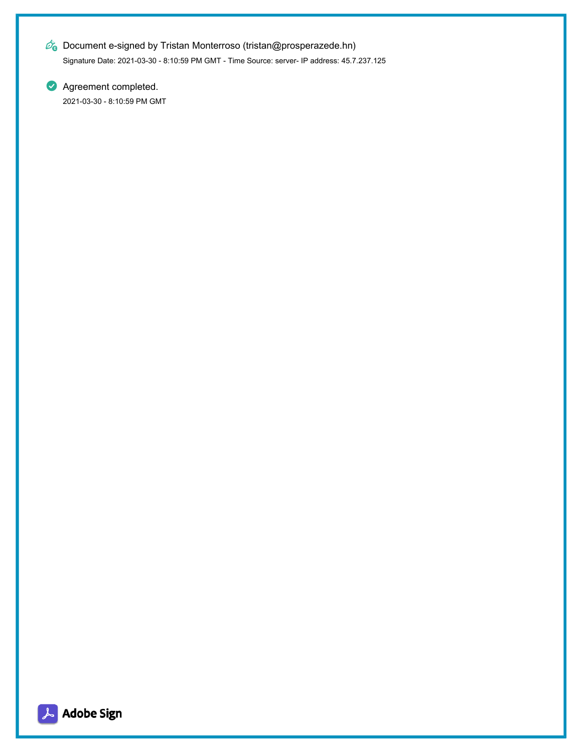Document e-signed by Tristan Monterroso (tristan@prosperazede.hn)

Signature Date: 2021-03-30 - 8:10:59 PM GMT - Time Source: server- IP address: 45.7.237.125

Agreement completed.

2021-03-30 - 8:10:59 PM GMT

Adobe Sign